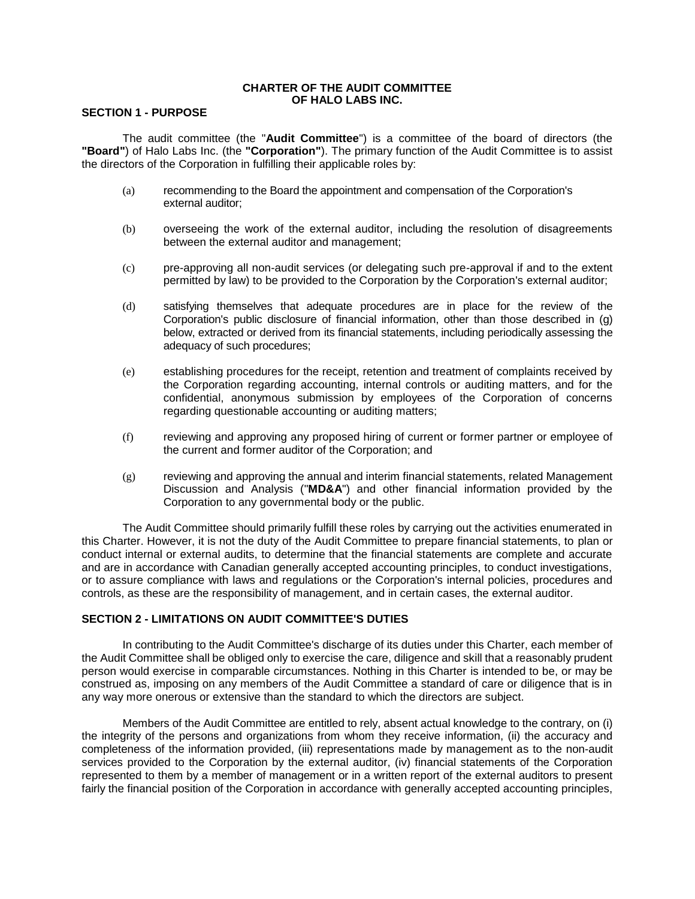# CHARTER OF THE AUDIT COMMITTEE OF HALO LABS INC.

## SECTION 1 - PURPOSE

The audit committee (the "**Audit Committee**") is a committee of the board of directors (the **"Board"**) of Halo Labs Inc. (the **"Corporation"**). The primary function of the Audit Committee is to assist the directors of the Corporation in fulfilling their applicable roles by:

(a) recommending to the Board the appointment and compensation of the Corporation's external auditor;

(b) overseeing the work of the external auditor, including the resolution of disagreements between the external auditor and management;

(c) pre-approving all non-audit services (or delegating such pre-approval if and to the extent permitted by law) to be provided to the Corporation by the Corporation's external auditor;

(d) satisfying themselves that adequate procedures are in place for the review of the Corporation's public disclosure of financial information, other than those described in (g) below, extracted or derived from its financial statements, including periodically assessing the adequacy of such procedures;

(e) establishing procedures for the receipt, retention and treatment of complaints received by the Corporation regarding accounting, internal controls or auditing matters, and for the confidential, anonymous submission by employees of the Corporation of concerns regarding questionable accounting or auditing matters;

(f) reviewing and approving any proposed hiring of current or former partner or employee of the current and former auditor of the Corporation; and

(g) reviewing and approving the annual and interim financial statements, related Management Discussion and Analysis ("**MD&A**") and other financial information provided by the Corporation to any governmental body or the public.

The Audit Committee should primarily fulfill these roles by carrying out the activities enumerated in this Charter. However, it is not the duty of the Audit Committee to prepare financial statements, to plan or conduct internal or external audits, to determine that the financial statements are complete and accurate and are in accordance with Canadian generally accepted accounting principles, to conduct investigations, or to assure compliance with laws and regulations or the Corporation's internal policies, procedures and controls, as these are the responsibility of management, and in certain cases, the external auditor.

## SECTION 2 - LIMITATIONS ON AUDIT COMMITTEE'S DUTIES

In contributing to the Audit Committee's discharge of its duties under this Charter, each member of the Audit Committee shall be obliged only to exercise the care, diligence and skill that a reasonably prudent person would exercise in comparable circumstances. Nothing in this Charter is intended to be, or may be construed as, imposing on any members of the Audit Committee a standard of care or diligence that is in any way more onerous or extensive than the standard to which the directors are subject.

Members of the Audit Committee are entitled to rely, absent actual knowledge to the contrary, on (i) the integrity of the persons and organizations from whom they receive information, (ii) the accuracy and completeness of the information provided, (iii) representations made by management as to the non-audit services provided to the Corporation by the external auditor, (iv) financial statements of the Corporation represented to them by a member of management or in a written report of the external auditors to present fairly the financial position of the Corporation in accordance with generally accepted accounting principles,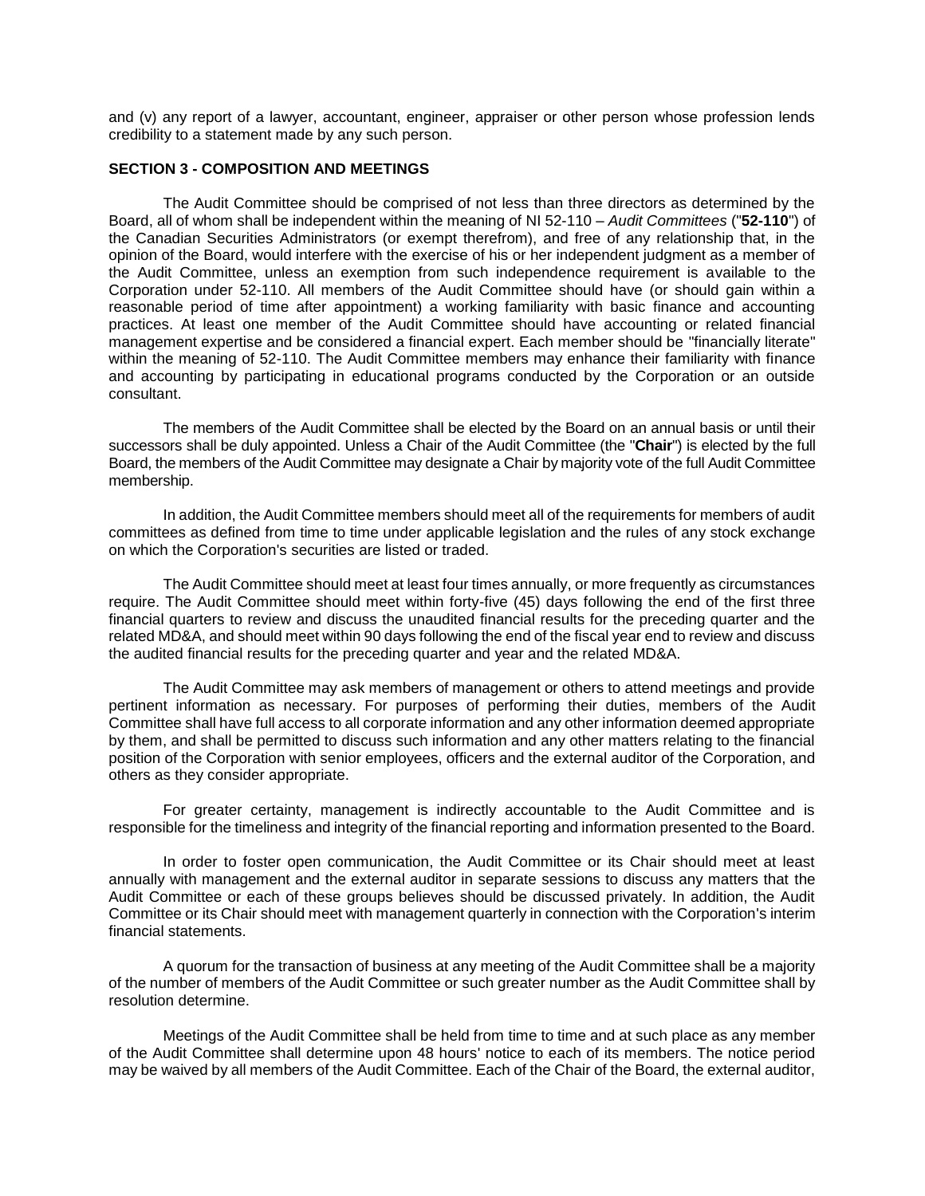and (v) any report of a lawyer, accountant, engineer, appraiser or other person whose profession lends credibility to a statement made by any such person.

## SECTION 3 - COMPOSITION AND MEETINGS

The Audit Committee should be comprised of not less than three directors as determined by the Board, all of whom shall be independent within the meaning of NI 52-110 – *Audit Committees* ("**52-110**") of the Canadian Securities Administrators (or exempt therefrom), and free of any relationship that, in the opinion of the Board, would interfere with the exercise of his or her independent judgment as a member of the Audit Committee, unless an exemption from such independence requirement is available to the Corporation under 52-110. All members of the Audit Committee should have (or should gain within a reasonable period of time after appointment) a working familiarity with basic finance and accounting practices. At least one member of the Audit Committee should have accounting or related financial management expertise and be considered a financial expert. Each member should be "financially literate" within the meaning of 52-110. The Audit Committee members may enhance their familiarity with finance and accounting by participating in educational programs conducted by the Corporation or an outside consultant.

The members of the Audit Committee shall be elected by the Board on an annual basis or until their successors shall be duly appointed. Unless a Chair of the Audit Committee (the "**Chair**") is elected by the full Board, the members of the Audit Committee may designate a Chair by majority vote of the full Audit Committee membership.

In addition, the Audit Committee members should meet all of the requirements for members of audit committees as defined from time to time under applicable legislation and the rules of any stock exchange on which the Corporation's securities are listed or traded.

The Audit Committee should meet at least four times annually, or more frequently as circumstances require. The Audit Committee should meet within forty-five (45) days following the end of the first three financial quarters to review and discuss the unaudited financial results for the preceding quarter and the related MD&A, and should meet within 90 days following the end of the fiscal year end to review and discuss the audited financial results for the preceding quarter and year and the related MD&A.

The Audit Committee may ask members of management or others to attend meetings and provide pertinent information as necessary. For purposes of performing their duties, members of the Audit Committee shall have full access to all corporate information and any other information deemed appropriate by them, and shall be permitted to discuss such information and any other matters relating to the financial position of the Corporation with senior employees, officers and the external auditor of the Corporation, and others as they consider appropriate.

For greater certainty, management is indirectly accountable to the Audit Committee and is responsible for the timeliness and integrity of the financial reporting and information presented to the Board.

In order to foster open communication, the Audit Committee or its Chair should meet at least annually with management and the external auditor in separate sessions to discuss any matters that the Audit Committee or each of these groups believes should be discussed privately. In addition, the Audit Committee or its Chair should meet with management quarterly in connection with the Corporation's interim financial statements.

A quorum for the transaction of business at any meeting of the Audit Committee shall be a majority of the number of members of the Audit Committee or such greater number as the Audit Committee shall by resolution determine.

Meetings of the Audit Committee shall be held from time to time and at such place as any member of the Audit Committee shall determine upon 48 hours' notice to each of its members. The notice period may be waived by all members of the Audit Committee. Each of the Chair of the Board, the external auditor,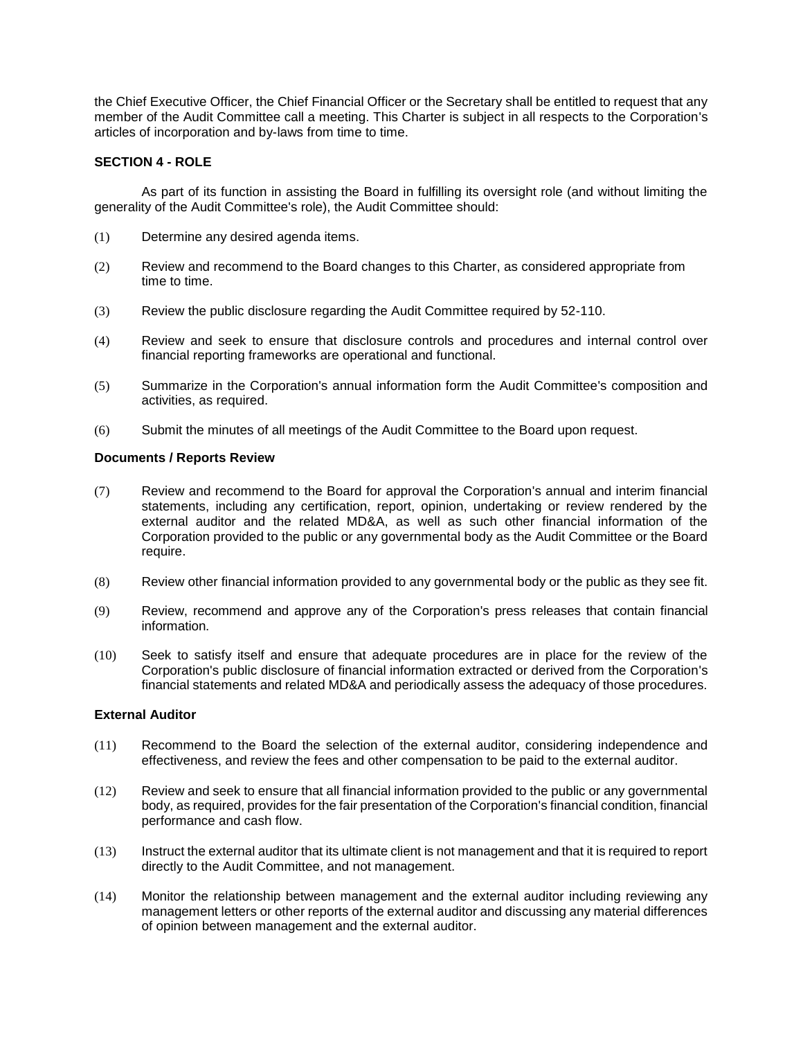the Chief Executive Officer, the Chief Financial Officer or the Secretary shall be entitled to request that any member of the Audit Committee call a meeting. This Charter is subject in all respects to the Corporation's articles of incorporation and by-laws from time to time.

**SECTION 4 - ROLE**

As part of its function in assisting the Board in fulfilling its oversight role (and without limiting the generality of the Audit Committee's role), the Audit Committee should:

(1) Determine any desired agenda items.

(2) Review and recommend to the Board changes to this Charter, as considered appropriate from time to time.

(3) Review the public disclosure regarding the Audit Committee required by 52-110.

(4) Review and seek to ensure that disclosure controls and procedures and internal control over financial reporting frameworks are operational and functional.

(5) Summarize in the Corporation's annual information form the Audit Committee's composition and activities, as required.

(6) Submit the minutes of all meetings of the Audit Committee to the Board upon request.

**Documents / Reports Review**

(7) Review and recommend to the Board for approval the Corporation's annual and interim financial statements, including any certification, report, opinion, undertaking or review rendered by the external auditor and the related MD&A, as well as such other financial information of the Corporation provided to the public or any governmental body as the Audit Committee or the Board require.

(8) Review other financial information provided to any governmental body or the public as they see fit.

(9) Review, recommend and approve any of the Corporation's press releases that contain financial information.

(10) Seek to satisfy itself and ensure that adequate procedures are in place for the review of the Corporation's public disclosure of financial information extracted or derived from the Corporation's financial statements and related MD&A and periodically assess the adequacy of those procedures.

**External Auditor**

(11) Recommend to the Board the selection of the external auditor, considering independence and effectiveness, and review the fees and other compensation to be paid to the external auditor.

(12) Review and seek to ensure that all financial information provided to the public or any governmental body, as required, provides for the fair presentation of the Corporation's financial condition, financial performance and cash flow.

(13) Instruct the external auditor that its ultimate client is not management and that it is required to report directly to the Audit Committee, and not management.

(14) Monitor the relationship between management and the external auditor including reviewing any management letters or other reports of the external auditor and discussing any material differences of opinion between management and the external auditor.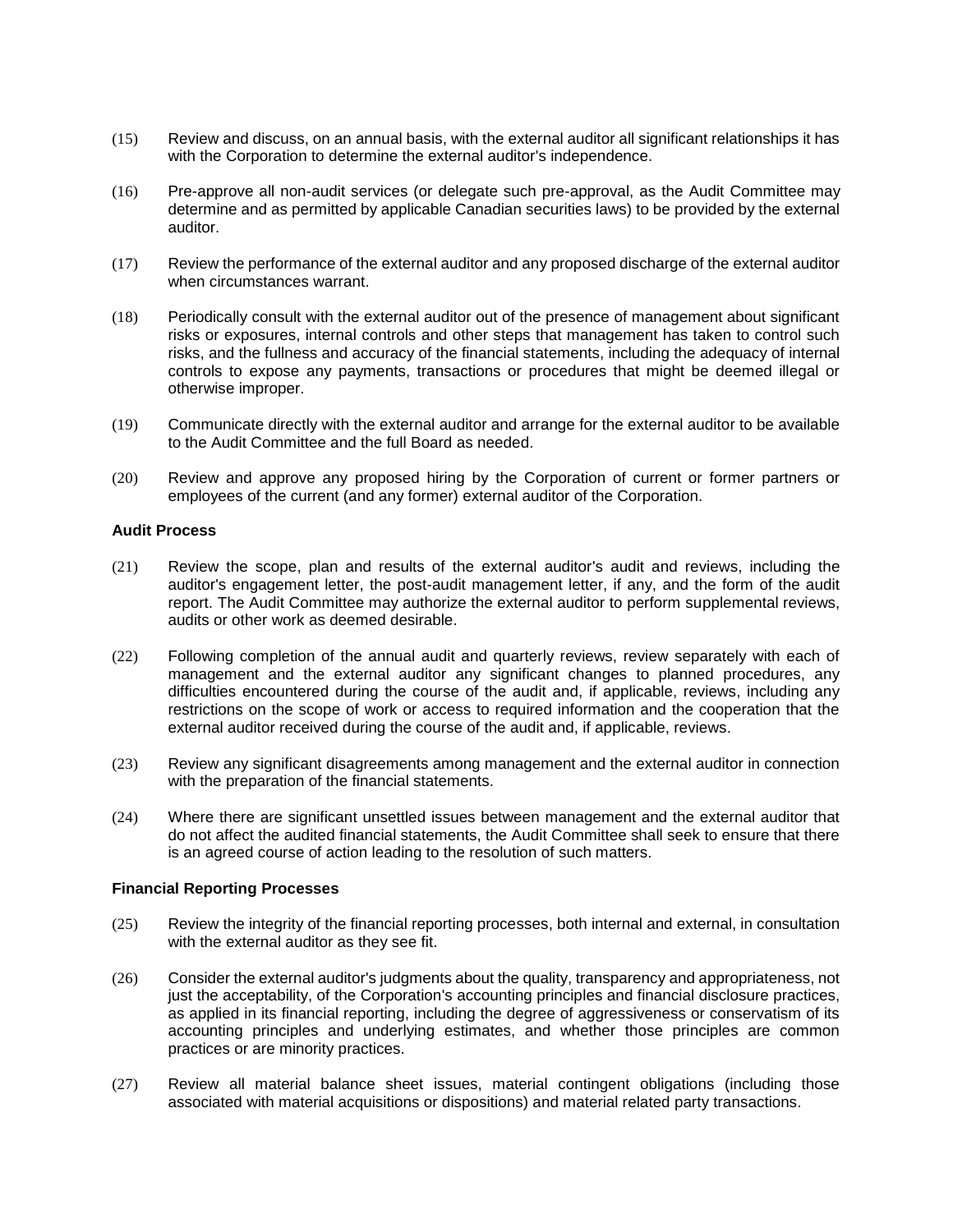(15) Review and discuss, on an annual basis, with the external auditor all significant relationships it has with the Corporation to determine the external auditor's independence.

(16) Pre-approve all non-audit services (or delegate such pre-approval, as the Audit Committee may determine and as permitted by applicable Canadian securities laws) to be provided by the external auditor.

(17) Review the performance of the external auditor and any proposed discharge of the external auditor when circumstances warrant.

(18) Periodically consult with the external auditor out of the presence of management about significant risks or exposures, internal controls and other steps that management has taken to control such risks, and the fullness and accuracy of the financial statements, including the adequacy of internal controls to expose any payments, transactions or procedures that might be deemed illegal or otherwise improper.

(19) Communicate directly with the external auditor and arrange for the external auditor to be available to the Audit Committee and the full Board as needed.

(20) Review and approve any proposed hiring by the Corporation of current or former partners or employees of the current (and any former) external auditor of the Corporation.

**Audit Process**

(21) Review the scope, plan and results of the external auditor's audit and reviews, including the auditor's engagement letter, the post-audit management letter, if any, and the form of the audit report. The Audit Committee may authorize the external auditor to perform supplemental reviews, audits or other work as deemed desirable.

(22) Following completion of the annual audit and quarterly reviews, review separately with each of management and the external auditor any significant changes to planned procedures, any difficulties encountered during the course of the audit and, if applicable, reviews, including any restrictions on the scope of work or access to required information and the cooperation that the external auditor received during the course of the audit and, if applicable, reviews.

(23) Review any significant disagreements among management and the external auditor in connection with the preparation of the financial statements.

(24) Where there are significant unsettled issues between management and the external auditor that do not affect the audited financial statements, the Audit Committee shall seek to ensure that there is an agreed course of action leading to the resolution of such matters.

**Financial Reporting Processes**

(25) Review the integrity of the financial reporting processes, both internal and external, in consultation with the external auditor as they see fit.

(26) Consider the external auditor's judgments about the quality, transparency and appropriateness, not just the acceptability, of the Corporation's accounting principles and financial disclosure practices, as applied in its financial reporting, including the degree of aggressiveness or conservatism of its accounting principles and underlying estimates, and whether those principles are common practices or are minority practices.

(27) Review all material balance sheet issues, material contingent obligations (including those associated with material acquisitions or dispositions) and material related party transactions.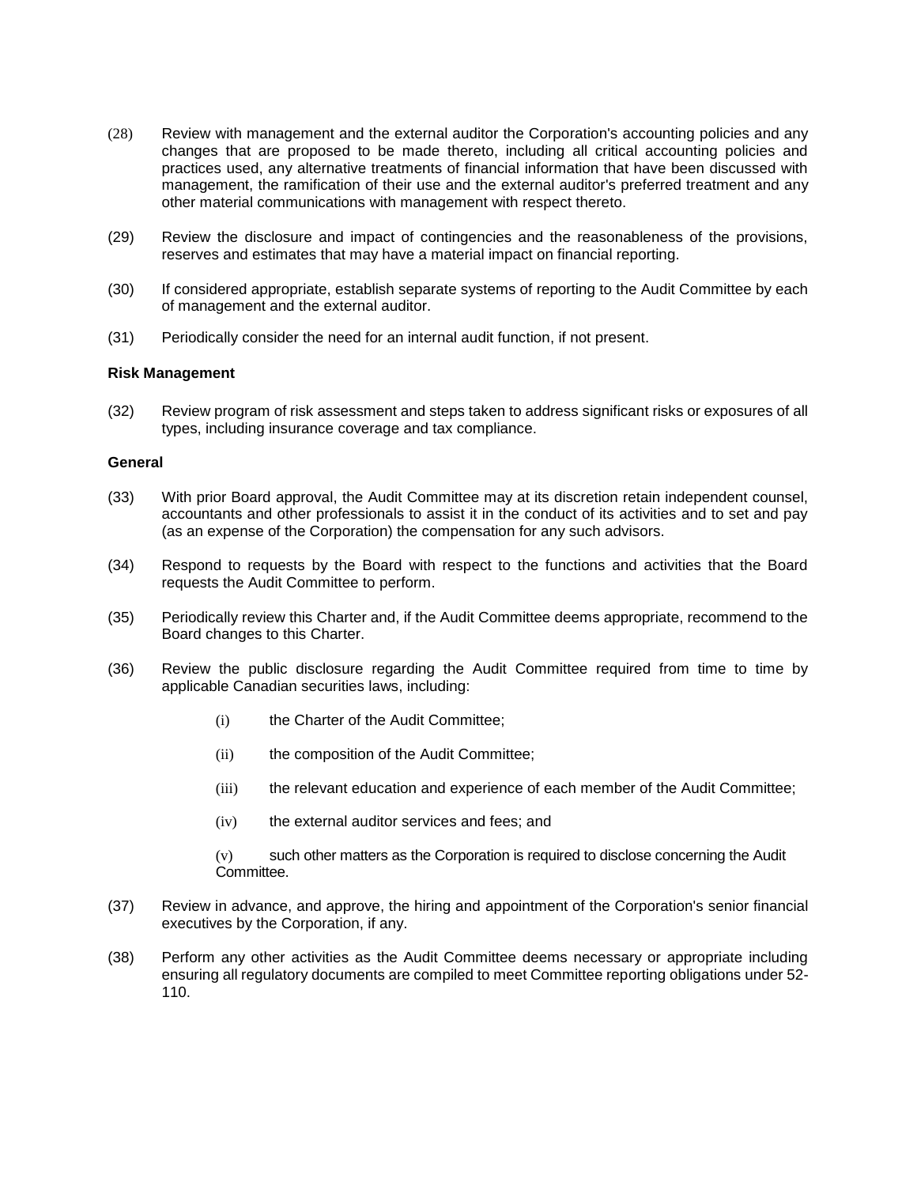(28) Review with management and the external auditor the Corporation's accounting policies and any changes that are proposed to be made thereto, including all critical accounting policies and practices used, any alternative treatments of financial information that have been discussed with management, the ramification of their use and the external auditor's preferred treatment and any other material communications with management with respect thereto.

(29) Review the disclosure and impact of contingencies and the reasonableness of the provisions, reserves and estimates that may have a material impact on financial reporting.

(30) If considered appropriate, establish separate systems of reporting to the Audit Committee by each of management and the external auditor.

(31) Periodically consider the need for an internal audit function, if not present.

**Risk Management**

(32) Review program of risk assessment and steps taken to address significant risks or exposures of all types, including insurance coverage and tax compliance.

**General**

(33) With prior Board approval, the Audit Committee may at its discretion retain independent counsel, accountants and other professionals to assist it in the conduct of its activities and to set and pay (as an expense of the Corporation) the compensation for any such advisors.

(34) Respond to requests by the Board with respect to the functions and activities that the Board requests the Audit Committee to perform.

(35) Periodically review this Charter and, if the Audit Committee deems appropriate, recommend to the Board changes to this Charter.

(36) Review the public disclosure regarding the Audit Committee required from time to time by applicable Canadian securities laws, including:

- (i) the Charter of the Audit Committee;
- (ii) the composition of the Audit Committee;
- (iii) the relevant education and experience of each member of the Audit Committee;
- (iv) the external auditor services and fees; and
- (v) such other matters as the Corporation is required to disclose concerning the Audit Committee.

(37) Review in advance, and approve, the hiring and appointment of the Corporation's senior financial executives by the Corporation, if any.

(38) Perform any other activities as the Audit Committee deems necessary or appropriate including ensuring all regulatory documents are compiled to meet Committee reporting obligations under 52-110.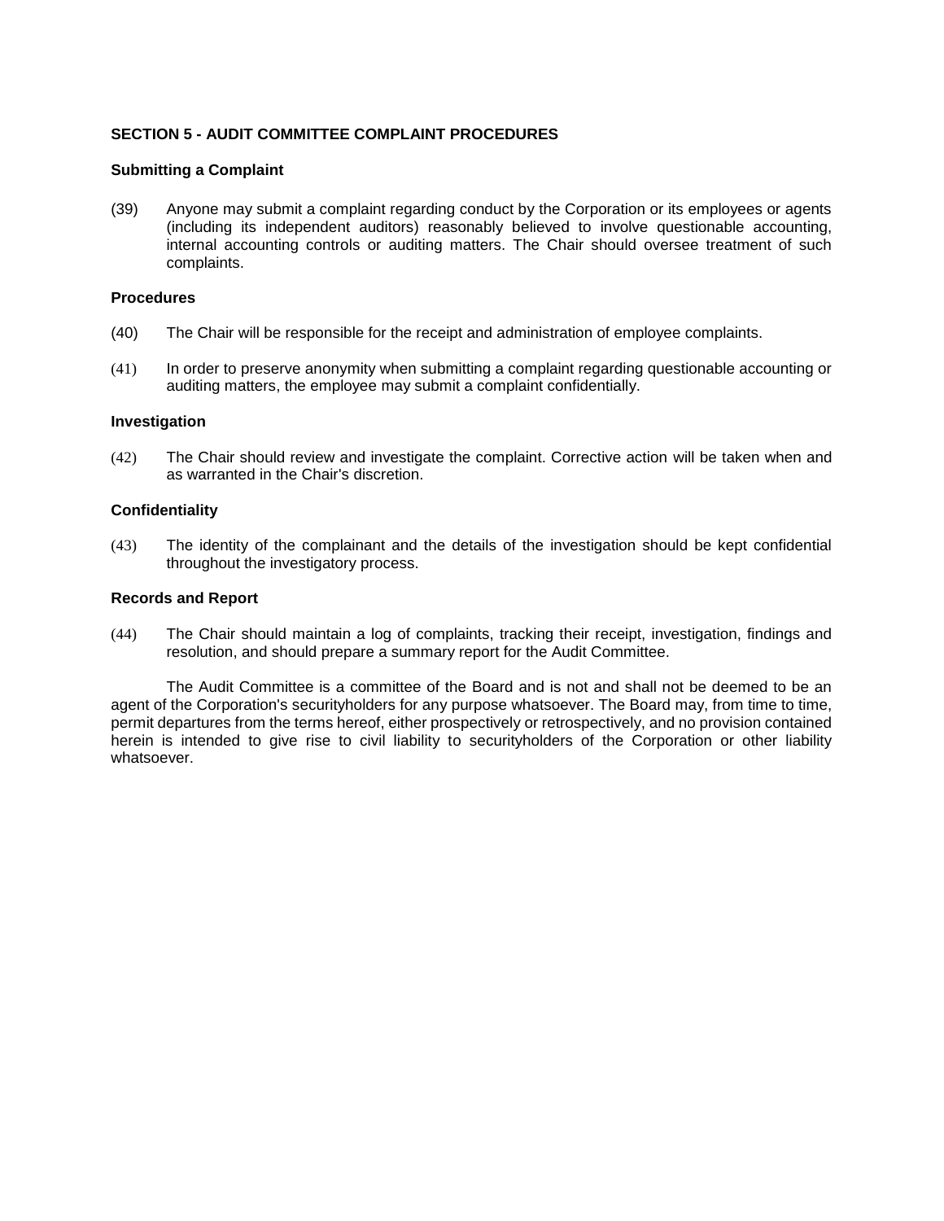**SECTION 5 - AUDIT COMMITTEE COMPLAINT PROCEDURES**

**Submitting a Complaint**

(39) Anyone may submit a complaint regarding conduct by the Corporation or its employees or agents (including its independent auditors) reasonably believed to involve questionable accounting, internal accounting controls or auditing matters. The Chair should oversee treatment of such complaints.

**Procedures**

(40) The Chair will be responsible for the receipt and administration of employee complaints.

(41) In order to preserve anonymity when submitting a complaint regarding questionable accounting or auditing matters, the employee may submit a complaint confidentially.

**Investigation**

(42) The Chair should review and investigate the complaint. Corrective action will be taken when and as warranted in the Chair's discretion.

**Confidentiality**

(43) The identity of the complainant and the details of the investigation should be kept confidential throughout the investigatory process.

**Records and Report**

(44) The Chair should maintain a log of complaints, tracking their receipt, investigation, findings and resolution, and should prepare a summary report for the Audit Committee.

The Audit Committee is a committee of the Board and is not and shall not be deemed to be an agent of the Corporation's securityholders for any purpose whatsoever. The Board may, from time to time, permit departures from the terms hereof, either prospectively or retrospectively, and no provision contained herein is intended to give rise to civil liability to securityholders of the Corporation or other liability whatsoever.